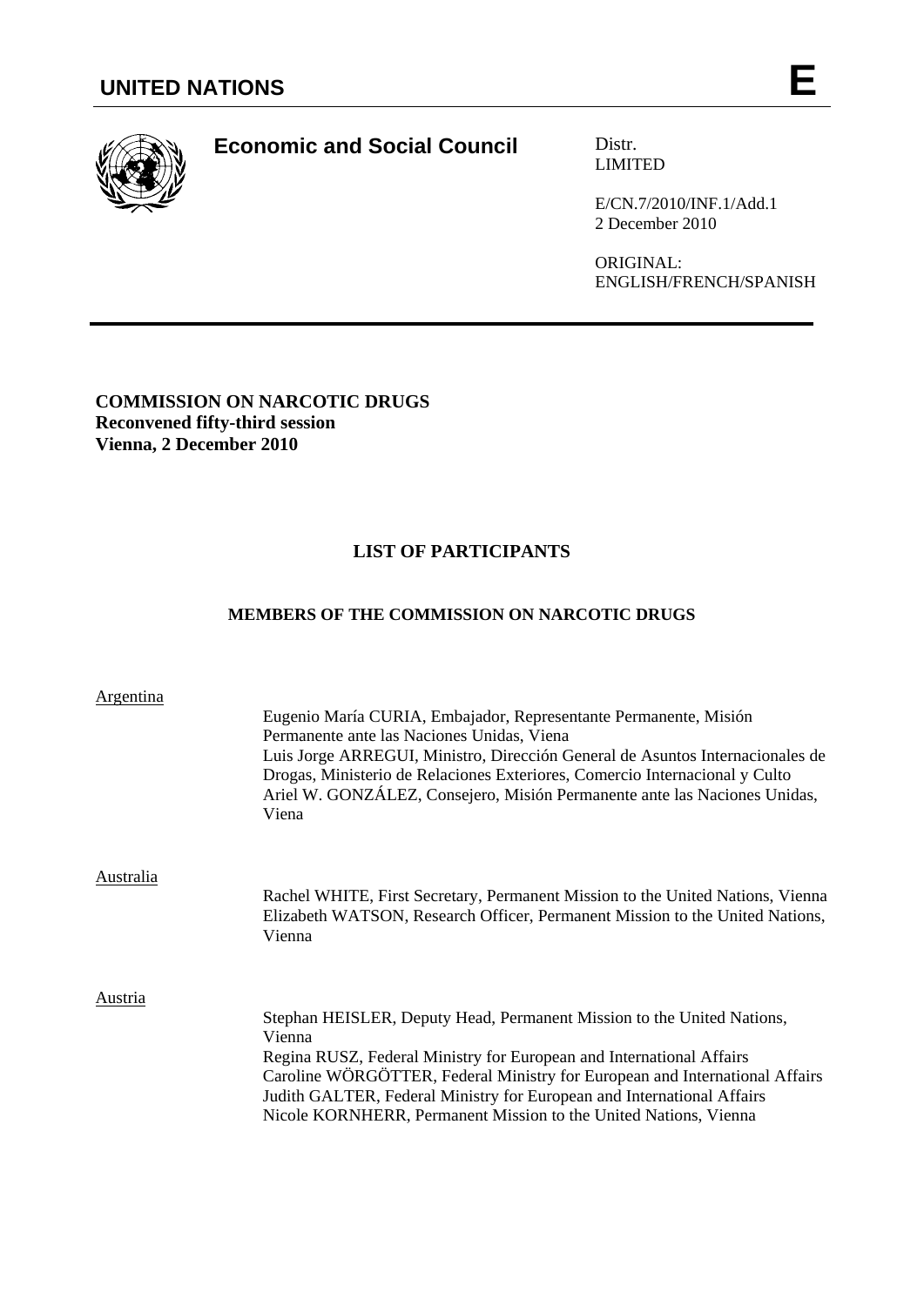# UNITED NATIONS

**E**

## Economic and Social Council

Distr.
LIMITED

E/CN.7/2010/INF.1/Add.1
2 December 2010

ORIGINAL:
ENGLISH/FRENCH/SPANISH

---

**COMMISSION ON NARCOTIC DRUGS**
**Reconvened fifty-third session**
**Vienna, 2 December 2010**

### LIST OF PARTICIPANTS

#### MEMBERS OF THE COMMISSION ON NARCOTIC DRUGS

Argentina

Eugenio María CURIA, Embajador, Representante Permanente, Misión Permanente ante las Naciones Unidas, Viena
Luis Jorge ARREGUI, Ministro, Dirección General de Asuntos Internacionales de Drogas, Ministerio de Relaciones Exteriores, Comercio Internacional y Culto
Ariel W. GONZÁLEZ, Consejero, Misión Permanente ante las Naciones Unidas, Viena

Australia

Rachel WHITE, First Secretary, Permanent Mission to the United Nations, Vienna
Elizabeth WATSON, Research Officer, Permanent Mission to the United Nations, Vienna

Austria

Stephan HEISLER, Deputy Head, Permanent Mission to the United Nations, Vienna
Regina RUSZ, Federal Ministry for European and International Affairs
Caroline WÖRGÖTTER, Federal Ministry for European and International Affairs
Judith GALTER, Federal Ministry for European and International Affairs
Nicole KORNHERR, Permanent Mission to the United Nations, Vienna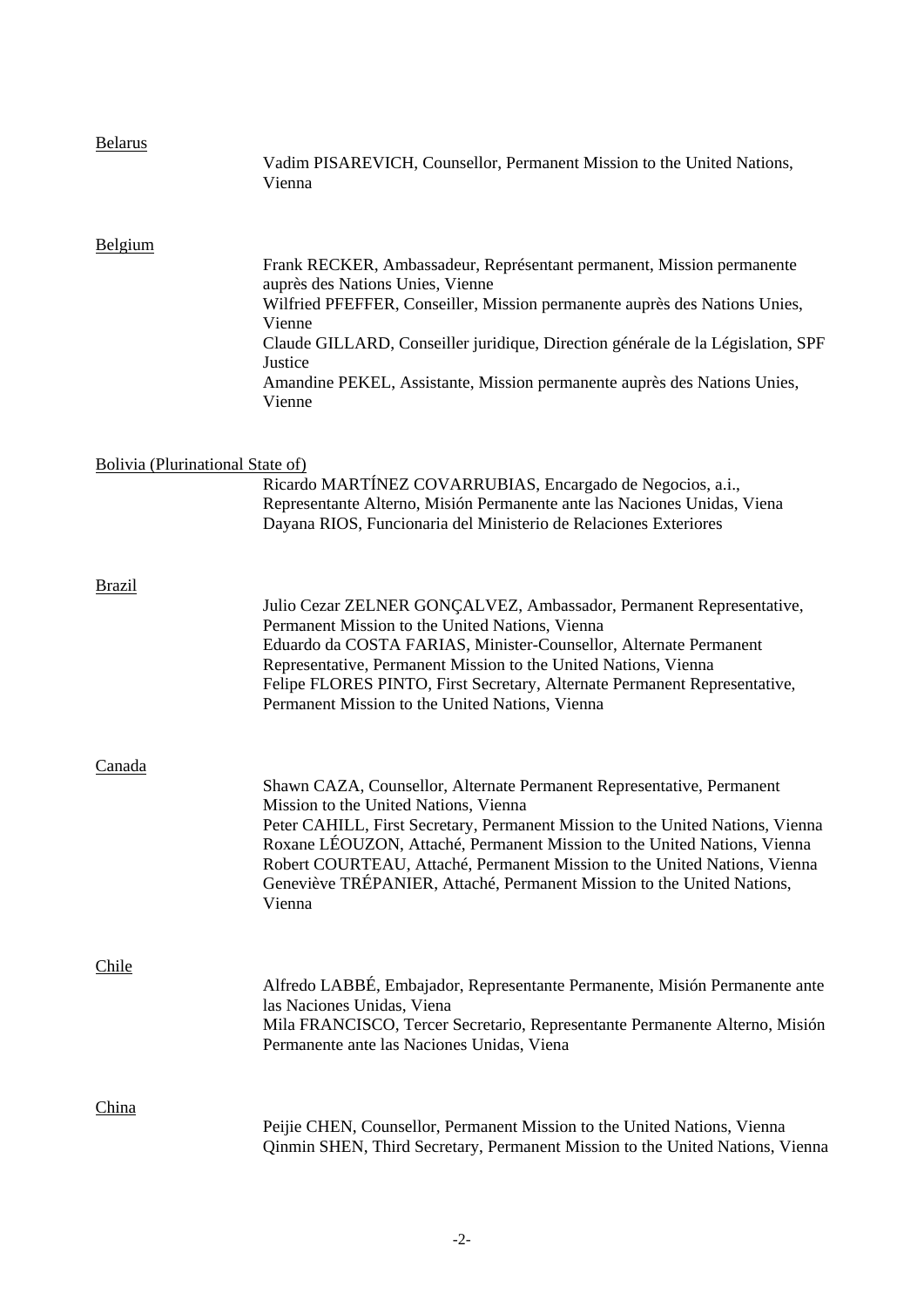Belarus

Vadim PISAREVICH, Counsellor, Permanent Mission to the United Nations, Vienna

Belgium

Frank RECKER, Ambassadeur, Représentant permanent, Mission permanente auprès des Nations Unies, Vienne
Wilfried PFEFFER, Conseiller, Mission permanente auprès des Nations Unies, Vienne
Claude GILLARD, Conseiller juridique, Direction générale de la Législation, SPF Justice
Amandine PEKEL, Assistante, Mission permanente auprès des Nations Unies, Vienne

Bolivia (Plurinational State of)

Ricardo MARTÍNEZ COVARRUBIAS, Encargado de Negocios, a.i., Representante Alterno, Misión Permanente ante las Naciones Unidas, Viena
Dayana RIOS, Funcionaria del Ministerio de Relaciones Exteriores

Brazil

Julio Cezar ZELNER GONÇALVEZ, Ambassador, Permanent Representative, Permanent Mission to the United Nations, Vienna
Eduardo da COSTA FARIAS, Minister-Counsellor, Alternate Permanent Representative, Permanent Mission to the United Nations, Vienna
Felipe FLORES PINTO, First Secretary, Alternate Permanent Representative, Permanent Mission to the United Nations, Vienna

Canada

Shawn CAZA, Counsellor, Alternate Permanent Representative, Permanent Mission to the United Nations, Vienna
Peter CAHILL, First Secretary, Permanent Mission to the United Nations, Vienna
Roxane LÉOUZON, Attaché, Permanent Mission to the United Nations, Vienna
Robert COURTEAU, Attaché, Permanent Mission to the United Nations, Vienna
Geneviève TRÉPANIER, Attaché, Permanent Mission to the United Nations, Vienna

Chile

Alfredo LABBÉ, Embajador, Representante Permanente, Misión Permanente ante las Naciones Unidas, Viena
Mila FRANCISCO, Tercer Secretario, Representante Permanente Alterno, Misión Permanente ante las Naciones Unidas, Viena

China

Peijie CHEN, Counsellor, Permanent Mission to the United Nations, Vienna
Qinmin SHEN, Third Secretary, Permanent Mission to the United Nations, Vienna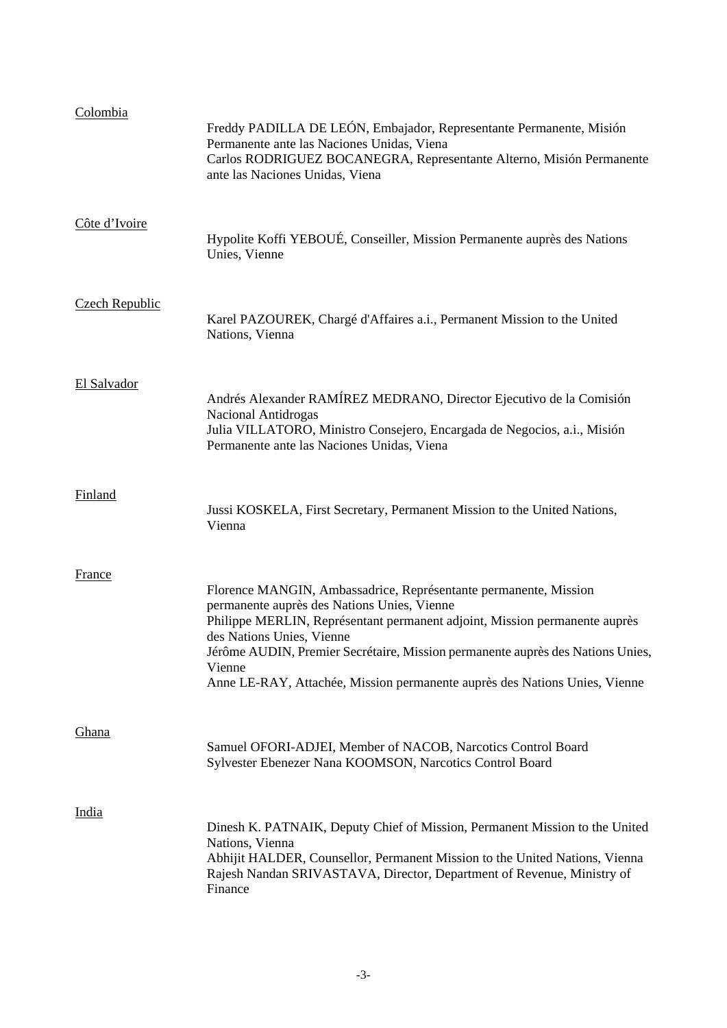Colombia

Freddy PADILLA DE LEÓN, Embajador, Representante Permanente, Misión Permanente ante las Naciones Unidas, Viena
Carlos RODRIGUEZ BOCANEGRA, Representante Alterno, Misión Permanente ante las Naciones Unidas, Viena

Côte d'Ivoire

Hypolite Koffi YEBOUÉ, Conseiller, Mission Permanente auprès des Nations Unies, Vienne

Czech Republic

Karel PAZOUREK, Chargé d'Affaires a.i., Permanent Mission to the United Nations, Vienna

El Salvador

Andrés Alexander RAMÍREZ MEDRANO, Director Ejecutivo de la Comisión Nacional Antidrogas
Julia VILLATORO, Ministro Consejero, Encargada de Negocios, a.i., Misión Permanente ante las Naciones Unidas, Viena

Finland

Jussi KOSKELA, First Secretary, Permanent Mission to the United Nations, Vienna

France

Florence MANGIN, Ambassadrice, Représentante permanente, Mission permanente auprès des Nations Unies, Vienne
Philippe MERLIN, Représentant permanent adjoint, Mission permanente auprès des Nations Unies, Vienne
Jérôme AUDIN, Premier Secrétaire, Mission permanente auprès des Nations Unies, Vienne
Anne LE-RAY, Attachée, Mission permanente auprès des Nations Unies, Vienne

Ghana

Samuel OFORI-ADJEI, Member of NACOB, Narcotics Control Board
Sylvester Ebenezer Nana KOOMSON, Narcotics Control Board

India

Dinesh K. PATNAIK, Deputy Chief of Mission, Permanent Mission to the United Nations, Vienna
Abhijit HALDER, Counsellor, Permanent Mission to the United Nations, Vienna
Rajesh Nandan SRIVASTAVA, Director, Department of Revenue, Ministry of Finance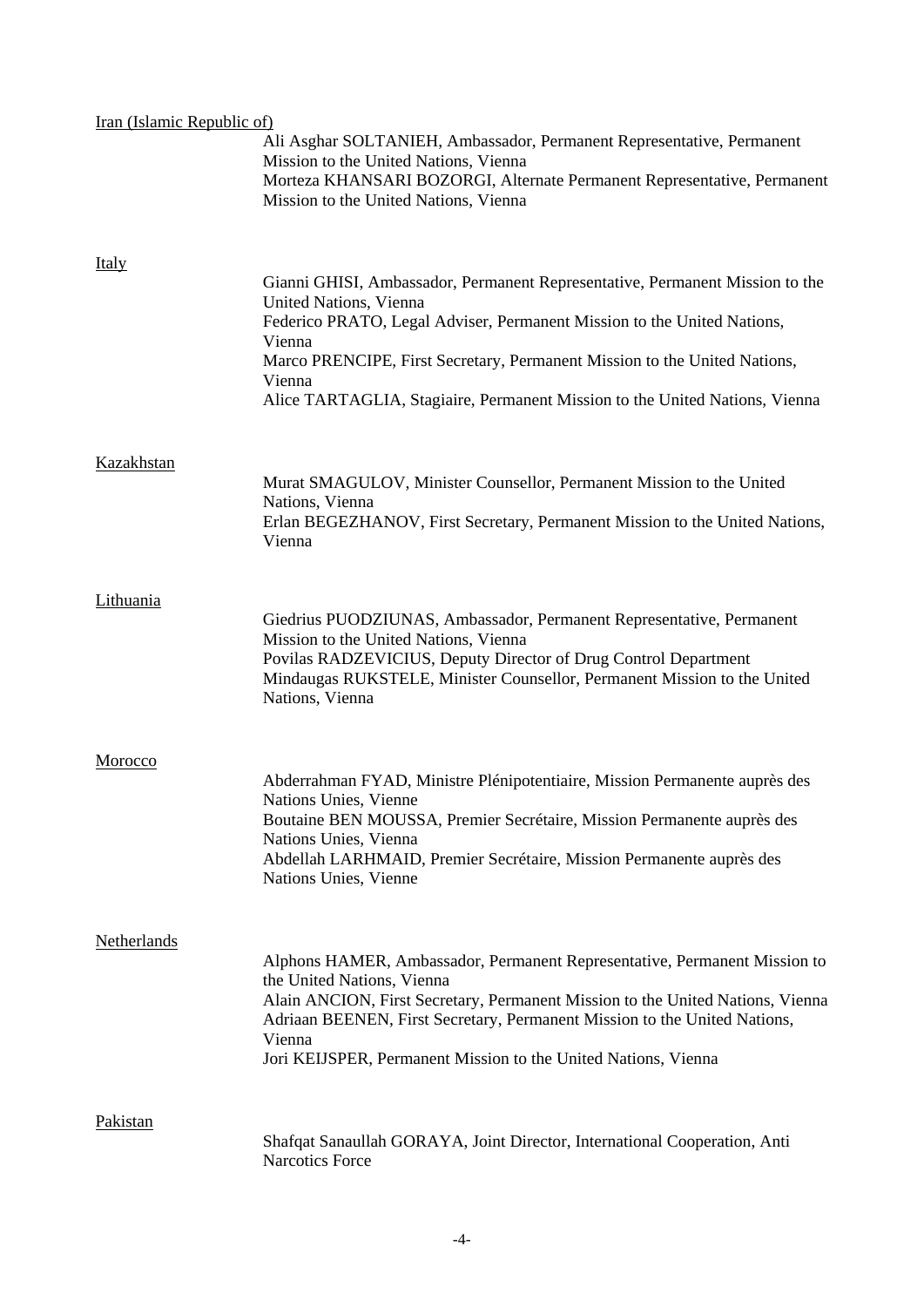Iran (Islamic Republic of)

Ali Asghar SOLTANIEH, Ambassador, Permanent Representative, Permanent Mission to the United Nations, Vienna
Morteza KHANSARI BOZORGI, Alternate Permanent Representative, Permanent Mission to the United Nations, Vienna

Italy

Gianni GHISI, Ambassador, Permanent Representative, Permanent Mission to the United Nations, Vienna
Federico PRATO, Legal Adviser, Permanent Mission to the United Nations, Vienna
Marco PRENCIPE, First Secretary, Permanent Mission to the United Nations, Vienna
Alice TARTAGLIA, Stagiaire, Permanent Mission to the United Nations, Vienna

Kazakhstan

Murat SMAGULOV, Minister Counsellor, Permanent Mission to the United Nations, Vienna
Erlan BEGEZHANOV, First Secretary, Permanent Mission to the United Nations, Vienna

Lithuania

Giedrius PUODZIUNAS, Ambassador, Permanent Representative, Permanent Mission to the United Nations, Vienna
Povilas RADZEVICIUS, Deputy Director of Drug Control Department
Mindaugas RUKSTELE, Minister Counsellor, Permanent Mission to the United Nations, Vienna

Morocco

Abderrahman FYAD, Ministre Plénipotentiaire, Mission Permanente auprès des Nations Unies, Vienne
Boutaine BEN MOUSSA, Premier Secrétaire, Mission Permanente auprès des Nations Unies, Vienna
Abdellah LARHMAID, Premier Secrétaire, Mission Permanente auprès des Nations Unies, Vienne

Netherlands

Alphons HAMER, Ambassador, Permanent Representative, Permanent Mission to the United Nations, Vienna
Alain ANCION, First Secretary, Permanent Mission to the United Nations, Vienna
Adriaan BEENEN, First Secretary, Permanent Mission to the United Nations, Vienna
Jori KEIJSPER, Permanent Mission to the United Nations, Vienna

Pakistan

Shafqat Sanaullah GORAYA, Joint Director, International Cooperation, Anti Narcotics Force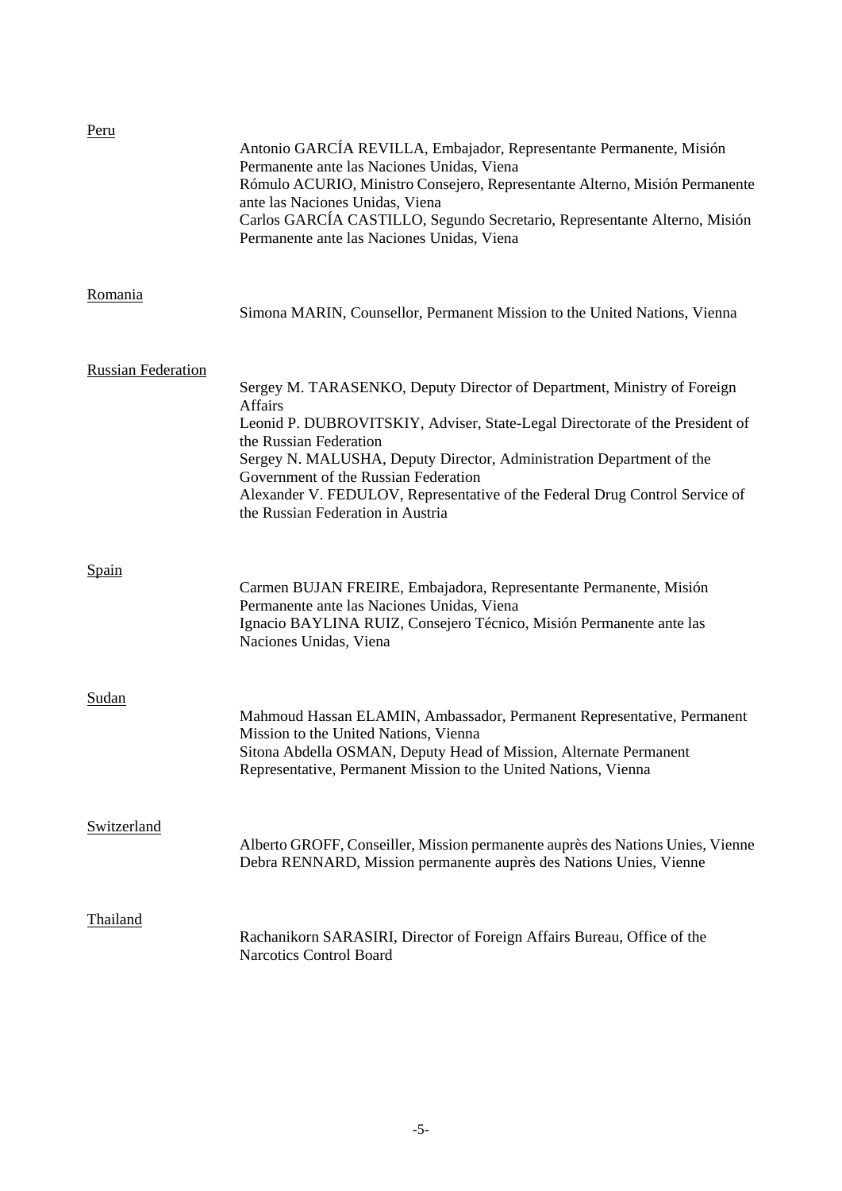Peru

Antonio GARCÍA REVILLA, Embajador, Representante Permanente, Misión Permanente ante las Naciones Unidas, Viena
Rómulo ACURIO, Ministro Consejero, Representante Alterno, Misión Permanente ante las Naciones Unidas, Viena
Carlos GARCÍA CASTILLO, Segundo Secretario, Representante Alterno, Misión Permanente ante las Naciones Unidas, Viena

Romania

Simona MARIN, Counsellor, Permanent Mission to the United Nations, Vienna

Russian Federation

Sergey M. TARASENKO, Deputy Director of Department, Ministry of Foreign Affairs
Leonid P. DUBROVITSKIY, Adviser, State-Legal Directorate of the President of the Russian Federation
Sergey N. MALUSHA, Deputy Director, Administration Department of the Government of the Russian Federation
Alexander V. FEDULOV, Representative of the Federal Drug Control Service of the Russian Federation in Austria

Spain

Carmen BUJAN FREIRE, Embajadora, Representante Permanente, Misión Permanente ante las Naciones Unidas, Viena
Ignacio BAYLINA RUIZ, Consejero Técnico, Misión Permanente ante las Naciones Unidas, Viena

Sudan

Mahmoud Hassan ELAMIN, Ambassador, Permanent Representative, Permanent Mission to the United Nations, Vienna
Sitona Abdella OSMAN, Deputy Head of Mission, Alternate Permanent Representative, Permanent Mission to the United Nations, Vienna

Switzerland

Alberto GROFF, Conseiller, Mission permanente auprès des Nations Unies, Vienne
Debra RENNARD, Mission permanente auprès des Nations Unies, Vienne

Thailand

Rachanikorn SARASIRI, Director of Foreign Affairs Bureau, Office of the Narcotics Control Board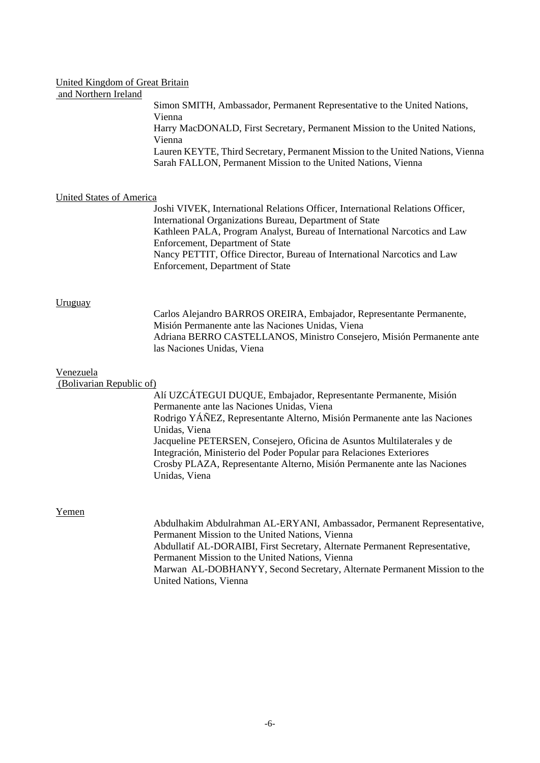United Kingdom of Great Britain and Northern Ireland

Simon SMITH, Ambassador, Permanent Representative to the United Nations, Vienna
Harry MacDONALD, First Secretary, Permanent Mission to the United Nations, Vienna
Lauren KEYTE, Third Secretary, Permanent Mission to the United Nations, Vienna
Sarah FALLON, Permanent Mission to the United Nations, Vienna

United States of America

Joshi VIVEK, International Relations Officer, International Relations Officer, International Organizations Bureau, Department of State
Kathleen PALA, Program Analyst, Bureau of International Narcotics and Law Enforcement, Department of State
Nancy PETTIT, Office Director, Bureau of International Narcotics and Law Enforcement, Department of State

Uruguay

Carlos Alejandro BARROS OREIRA, Embajador, Representante Permanente, Misión Permanente ante las Naciones Unidas, Viena
Adriana BERRO CASTELLANOS, Ministro Consejero, Misión Permanente ante las Naciones Unidas, Viena

Venezuela (Bolivarian Republic of)

Alí UZCÁTEGUI DUQUE, Embajador, Representante Permanente, Misión Permanente ante las Naciones Unidas, Viena
Rodrigo YÁÑEZ, Representante Alterno, Misión Permanente ante las Naciones Unidas, Viena
Jacqueline PETERSEN, Consejero, Oficina de Asuntos Multilaterales y de Integración, Ministerio del Poder Popular para Relaciones Exteriores
Crosby PLAZA, Representante Alterno, Misión Permanente ante las Naciones Unidas, Viena

Yemen

Abdulhakim Abdulrahman AL-ERYANI, Ambassador, Permanent Representative, Permanent Mission to the United Nations, Vienna
Abdullatif AL-DORAIBI, First Secretary, Alternate Permanent Representative, Permanent Mission to the United Nations, Vienna
Marwan AL-DOBHANYY, Second Secretary, Alternate Permanent Mission to the United Nations, Vienna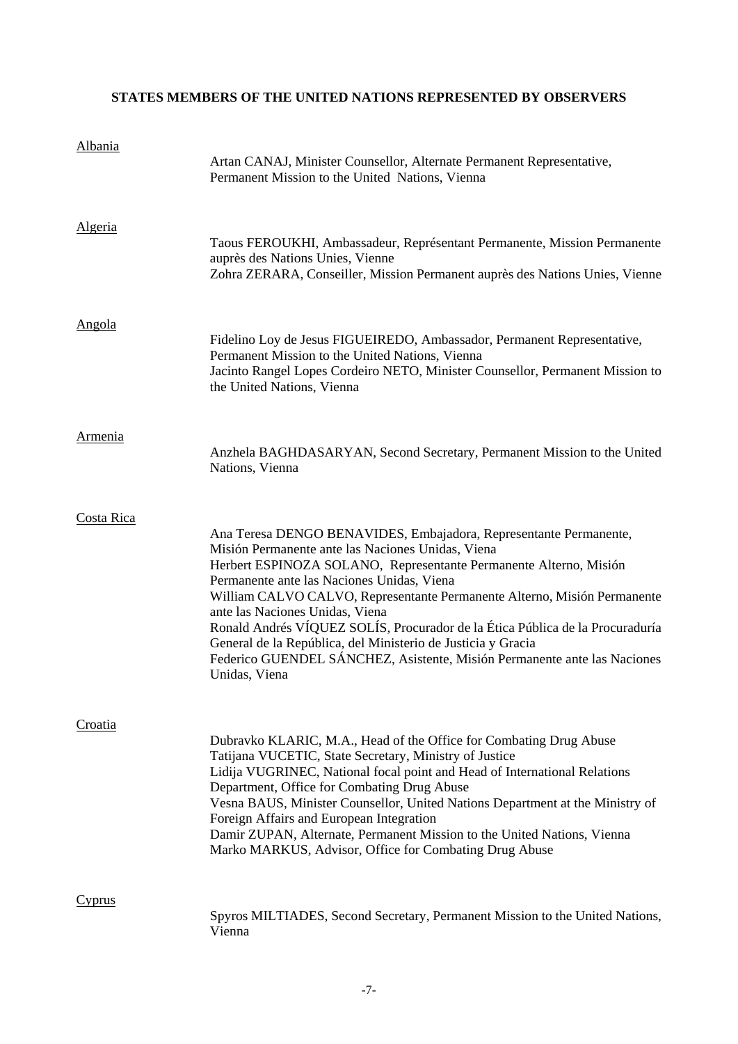**STATES MEMBERS OF THE UNITED NATIONS REPRESENTED BY OBSERVERS**

Albania

Artan CANAJ, Minister Counsellor, Alternate Permanent Representative, Permanent Mission to the United Nations, Vienna

Algeria

Taous FEROUKHI, Ambassadeur, Représentant Permanente, Mission Permanente auprès des Nations Unies, Vienne
Zohra ZERARA, Conseiller, Mission Permanent auprès des Nations Unies, Vienne

Angola

Fidelino Loy de Jesus FIGUEIREDO, Ambassador, Permanent Representative, Permanent Mission to the United Nations, Vienna
Jacinto Rangel Lopes Cordeiro NETO, Minister Counsellor, Permanent Mission to the United Nations, Vienna

Armenia

Anzhela BAGHDASARYAN, Second Secretary, Permanent Mission to the United Nations, Vienna

Costa Rica

Ana Teresa DENGO BENAVIDES, Embajadora, Representante Permanente, Misión Permanente ante las Naciones Unidas, Viena
Herbert ESPINOZA SOLANO, Representante Permanente Alterno, Misión Permanente ante las Naciones Unidas, Viena
William CALVO CALVO, Representante Permanente Alterno, Misión Permanente ante las Naciones Unidas, Viena
Ronald Andrés VÍQUEZ SOLÍS, Procurador de la Ética Pública de la Procuraduría General de la República, del Ministerio de Justicia y Gracia
Federico GUENDEL SÁNCHEZ, Asistente, Misión Permanente ante las Naciones Unidas, Viena

Croatia

Dubravko KLARIC, M.A., Head of the Office for Combating Drug Abuse
Tatijana VUCETIC, State Secretary, Ministry of Justice
Lidija VUGRINEC, National focal point and Head of International Relations Department, Office for Combating Drug Abuse
Vesna BAUS, Minister Counsellor, United Nations Department at the Ministry of Foreign Affairs and European Integration
Damir ZUPAN, Alternate, Permanent Mission to the United Nations, Vienna
Marko MARKUS, Advisor, Office for Combating Drug Abuse

Cyprus

Spyros MILTIADES, Second Secretary, Permanent Mission to the United Nations, Vienna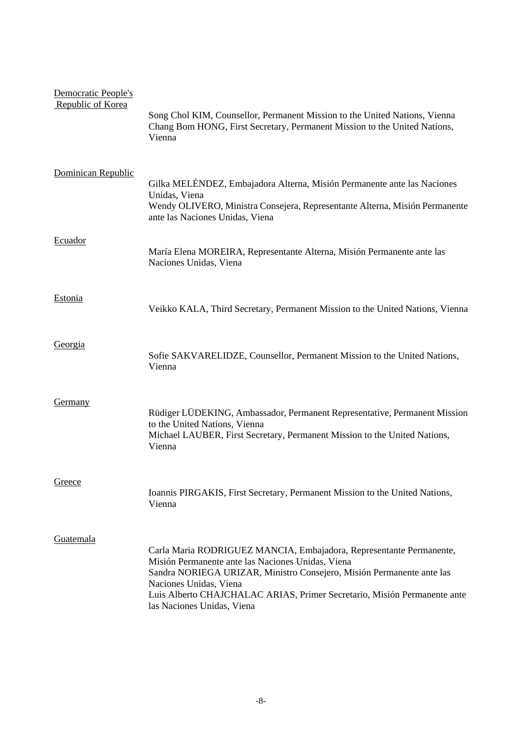<u>Democratic People's Republic of Korea</u>

Song Chol KIM, Counsellor, Permanent Mission to the United Nations, Vienna
Chang Bom HONG, First Secretary, Permanent Mission to the United Nations, Vienna

<u>Dominican Republic</u>

Gilka MELÉNDEZ, Embajadora Alterna, Misión Permanente ante las Naciones Unidas, Viena
Wendy OLIVERO, Ministra Consejera, Representante Alterna, Misión Permanente ante las Naciones Unidas, Viena

<u>Ecuador</u>

María Elena MOREIRA, Representante Alterna, Misión Permanente ante las Naciones Unidas, Viena

<u>Estonia</u>

Veikko KALA, Third Secretary, Permanent Mission to the United Nations, Vienna

<u>Georgia</u>

Sofie SAKVARELIDZE, Counsellor, Permanent Mission to the United Nations, Vienna

<u>Germany</u>

Rüdiger LÜDEKING, Ambassador, Permanent Representative, Permanent Mission to the United Nations, Vienna
Michael LAUBER, First Secretary, Permanent Mission to the United Nations, Vienna

<u>Greece</u>

Ioannis PIRGAKIS, First Secretary, Permanent Mission to the United Nations, Vienna

<u>Guatemala</u>

Carla Maria RODRIGUEZ MANCIA, Embajadora, Representante Permanente, Misión Permanente ante las Naciones Unidas, Viena
Sandra NORIEGA URIZAR, Ministro Consejero, Misión Permanente ante las Naciones Unidas, Viena
Luis Alberto CHAJCHALAC ARIAS, Primer Secretario, Misión Permanente ante las Naciones Unidas, Viena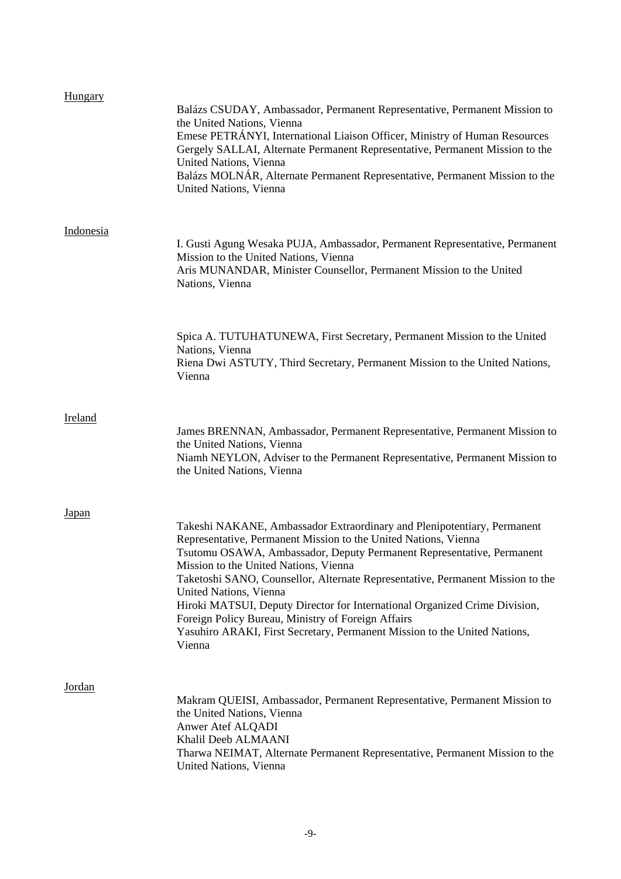Hungary

Balázs CSUDAY, Ambassador, Permanent Representative, Permanent Mission to the United Nations, Vienna
Emese PETRÁNYI, International Liaison Officer, Ministry of Human Resources
Gergely SALLAI, Alternate Permanent Representative, Permanent Mission to the United Nations, Vienna
Balázs MOLNÁR, Alternate Permanent Representative, Permanent Mission to the United Nations, Vienna

Indonesia

I. Gusti Agung Wesaka PUJA, Ambassador, Permanent Representative, Permanent Mission to the United Nations, Vienna
Aris MUNANDAR, Minister Counsellor, Permanent Mission to the United Nations, Vienna

Spica A. TUTUHATUNEWA, First Secretary, Permanent Mission to the United Nations, Vienna
Riena Dwi ASTUTY, Third Secretary, Permanent Mission to the United Nations, Vienna

Ireland

James BRENNAN, Ambassador, Permanent Representative, Permanent Mission to the United Nations, Vienna
Niamh NEYLON, Adviser to the Permanent Representative, Permanent Mission to the United Nations, Vienna

Japan

Takeshi NAKANE, Ambassador Extraordinary and Plenipotentiary, Permanent Representative, Permanent Mission to the United Nations, Vienna
Tsutomu OSAWA, Ambassador, Deputy Permanent Representative, Permanent Mission to the United Nations, Vienna
Taketoshi SANO, Counsellor, Alternate Representative, Permanent Mission to the United Nations, Vienna
Hiroki MATSUI, Deputy Director for International Organized Crime Division, Foreign Policy Bureau, Ministry of Foreign Affairs
Yasuhiro ARAKI, First Secretary, Permanent Mission to the United Nations, Vienna

Jordan

Makram QUEISI, Ambassador, Permanent Representative, Permanent Mission to the United Nations, Vienna
Anwer Atef ALQADI
Khalil Deeb ALMAANI
Tharwa NEIMAT, Alternate Permanent Representative, Permanent Mission to the United Nations, Vienna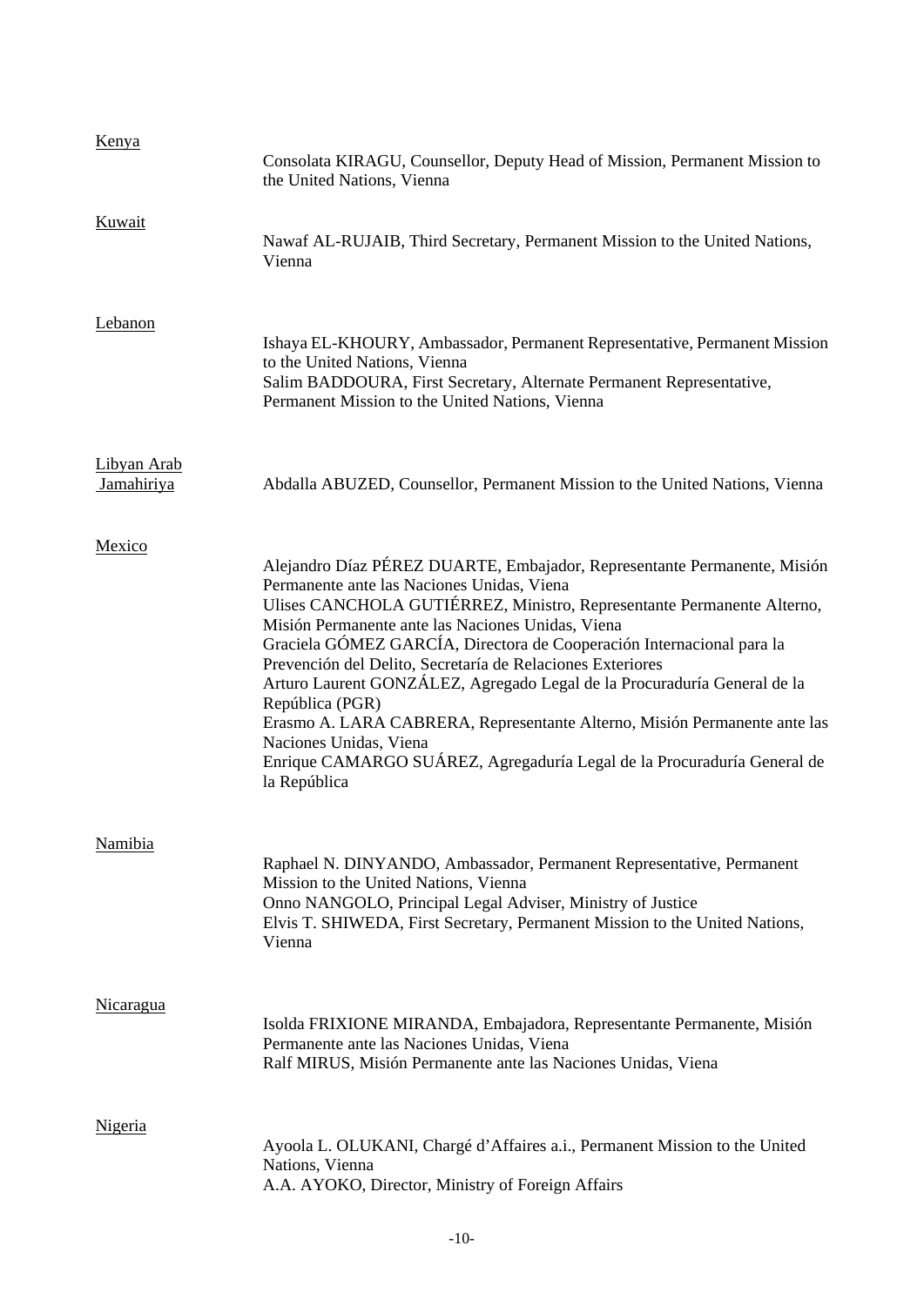<u>Kenya</u>

Consolata KIRAGU, Counsellor, Deputy Head of Mission, Permanent Mission to the United Nations, Vienna

<u>Kuwait</u>

Nawaf AL-RUJAIB, Third Secretary, Permanent Mission to the United Nations, Vienna

<u>Lebanon</u>

Ishaya EL-KHOURY, Ambassador, Permanent Representative, Permanent Mission to the United Nations, Vienna
Salim BADDOURA, First Secretary, Alternate Permanent Representative, Permanent Mission to the United Nations, Vienna

<u>Libyan Arab Jamahiriya</u>

Abdalla ABUZED, Counsellor, Permanent Mission to the United Nations, Vienna

<u>Mexico</u>

Alejandro Díaz PÉREZ DUARTE, Embajador, Representante Permanente, Misión Permanente ante las Naciones Unidas, Viena
Ulises CANCHOLA GUTIÉRREZ, Ministro, Representante Permanente Alterno, Misión Permanente ante las Naciones Unidas, Viena
Graciela GÓMEZ GARCÍA, Directora de Cooperación Internacional para la Prevención del Delito, Secretaría de Relaciones Exteriores
Arturo Laurent GONZÁLEZ, Agregado Legal de la Procuraduría General de la República (PGR)
Erasmo A. LARA CABRERA, Representante Alterno, Misión Permanente ante las Naciones Unidas, Viena
Enrique CAMARGO SUÁREZ, Agregaduría Legal de la Procuraduría General de la República

<u>Namibia</u>

Raphael N. DINYANDO, Ambassador, Permanent Representative, Permanent Mission to the United Nations, Vienna
Onno NANGOLO, Principal Legal Adviser, Ministry of Justice
Elvis T. SHIWEDA, First Secretary, Permanent Mission to the United Nations, Vienna

<u>Nicaragua</u>

Isolda FRIXIONE MIRANDA, Embajadora, Representante Permanente, Misión Permanente ante las Naciones Unidas, Viena
Ralf MIRUS, Misión Permanente ante las Naciones Unidas, Viena

<u>Nigeria</u>

Ayoola L. OLUKANI, Chargé d'Affaires a.i., Permanent Mission to the United Nations, Vienna
A.A. AYOKO, Director, Ministry of Foreign Affairs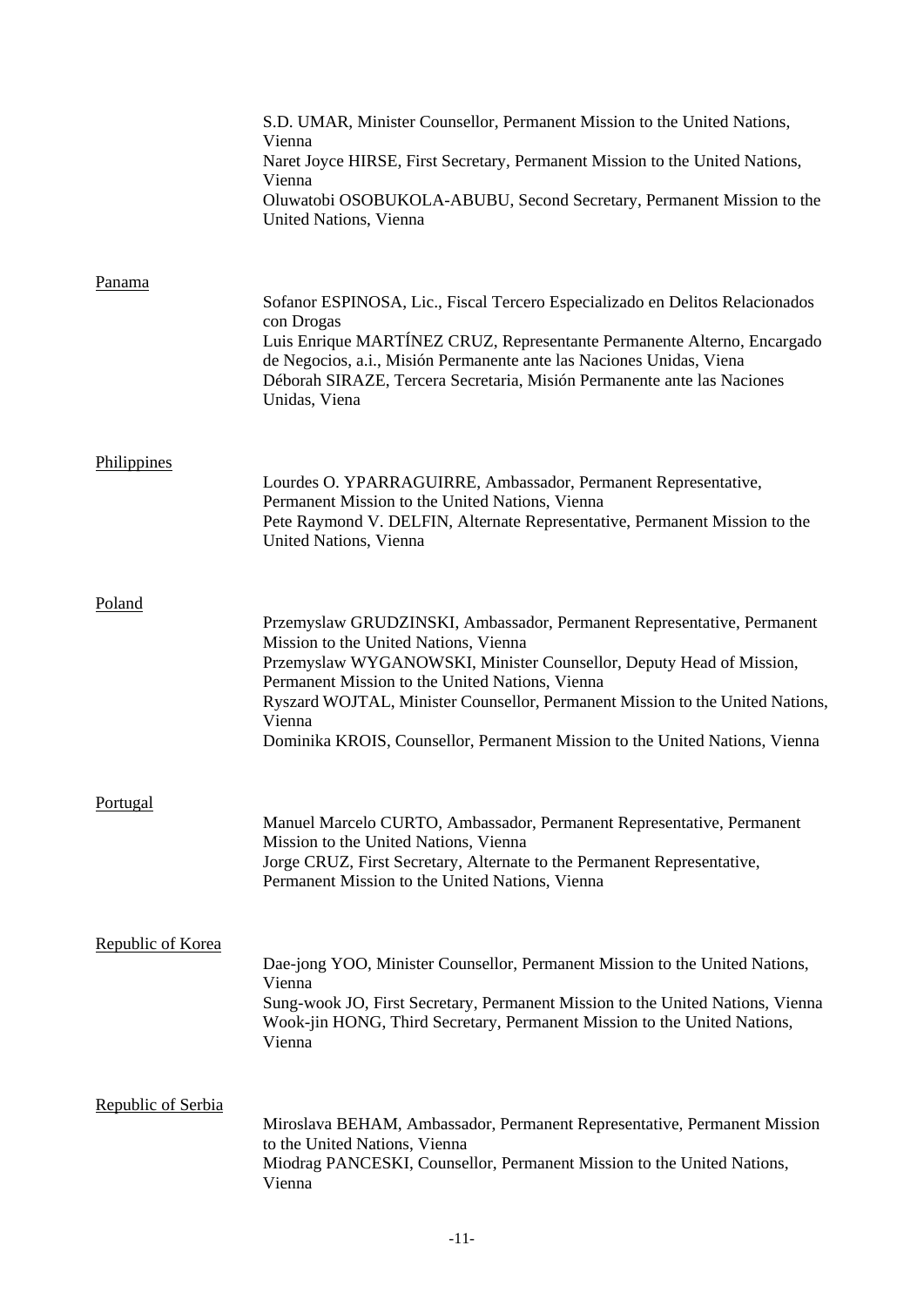S.D. UMAR, Minister Counsellor, Permanent Mission to the United Nations, Vienna
Naret Joyce HIRSE, First Secretary, Permanent Mission to the United Nations, Vienna
Oluwatobi OSOBUKOLA-ABUBU, Second Secretary, Permanent Mission to the United Nations, Vienna

Panama

Sofanor ESPINOSA, Lic., Fiscal Tercero Especializado en Delitos Relacionados con Drogas
Luis Enrique MARTÍNEZ CRUZ, Representante Permanente Alterno, Encargado de Negocios, a.i., Misión Permanente ante las Naciones Unidas, Viena
Déborah SIRAZE, Tercera Secretaria, Misión Permanente ante las Naciones Unidas, Viena

Philippines

Lourdes O. YPARRAGUIRRE, Ambassador, Permanent Representative, Permanent Mission to the United Nations, Vienna
Pete Raymond V. DELFIN, Alternate Representative, Permanent Mission to the United Nations, Vienna

Poland

Przemyslaw GRUDZINSKI, Ambassador, Permanent Representative, Permanent Mission to the United Nations, Vienna
Przemyslaw WYGANOWSKI, Minister Counsellor, Deputy Head of Mission, Permanent Mission to the United Nations, Vienna
Ryszard WOJTAL, Minister Counsellor, Permanent Mission to the United Nations, Vienna
Dominika KROIS, Counsellor, Permanent Mission to the United Nations, Vienna

Portugal

Manuel Marcelo CURTO, Ambassador, Permanent Representative, Permanent Mission to the United Nations, Vienna
Jorge CRUZ, First Secretary, Alternate to the Permanent Representative, Permanent Mission to the United Nations, Vienna

Republic of Korea

Dae-jong YOO, Minister Counsellor, Permanent Mission to the United Nations, Vienna
Sung-wook JO, First Secretary, Permanent Mission to the United Nations, Vienna
Wook-jin HONG, Third Secretary, Permanent Mission to the United Nations, Vienna

Republic of Serbia

Miroslava BEHAM, Ambassador, Permanent Representative, Permanent Mission to the United Nations, Vienna
Miodrag PANCESKI, Counsellor, Permanent Mission to the United Nations, Vienna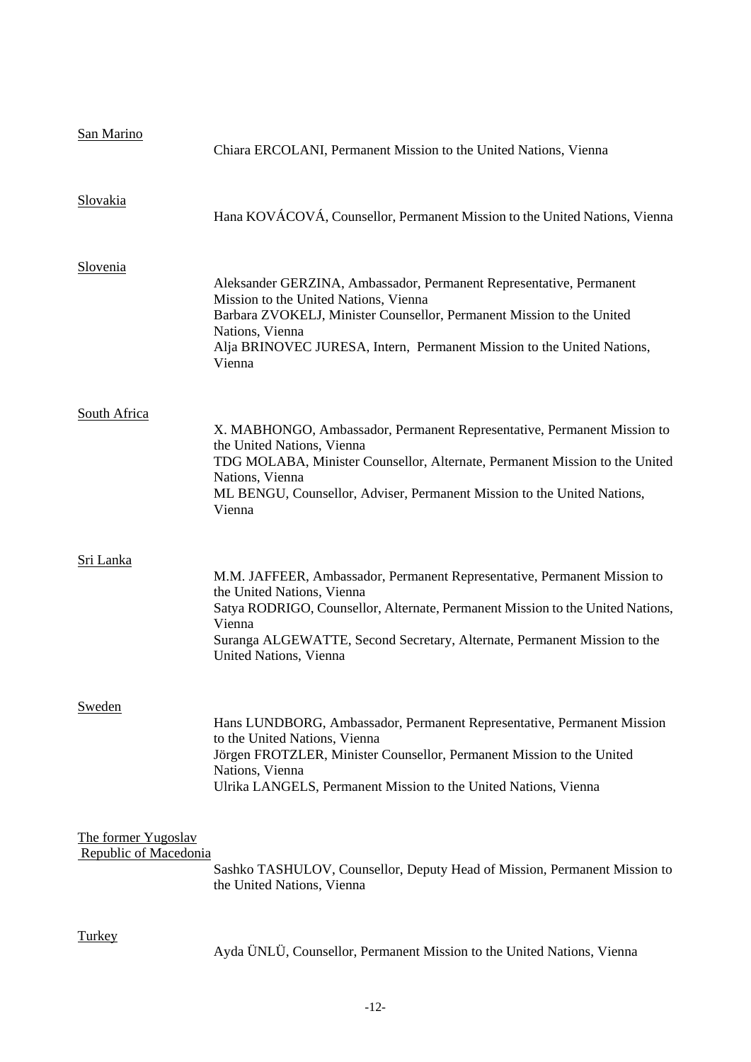San Marino

Chiara ERCOLANI, Permanent Mission to the United Nations, Vienna

Slovakia

Hana KOVÁCOVÁ, Counsellor, Permanent Mission to the United Nations, Vienna

Slovenia

Aleksander GERZINA, Ambassador, Permanent Representative, Permanent Mission to the United Nations, Vienna
Barbara ZVOKELJ, Minister Counsellor, Permanent Mission to the United Nations, Vienna
Alja BRINOVEC JURESA, Intern, Permanent Mission to the United Nations, Vienna

South Africa

X. MABHONGO, Ambassador, Permanent Representative, Permanent Mission to the United Nations, Vienna
TDG MOLABA, Minister Counsellor, Alternate, Permanent Mission to the United Nations, Vienna
ML BENGU, Counsellor, Adviser, Permanent Mission to the United Nations, Vienna

Sri Lanka

M.M. JAFFEER, Ambassador, Permanent Representative, Permanent Mission to the United Nations, Vienna
Satya RODRIGO, Counsellor, Alternate, Permanent Mission to the United Nations, Vienna
Suranga ALGEWATTE, Second Secretary, Alternate, Permanent Mission to the United Nations, Vienna

Sweden

Hans LUNDBORG, Ambassador, Permanent Representative, Permanent Mission to the United Nations, Vienna
Jörgen FROTZLER, Minister Counsellor, Permanent Mission to the United Nations, Vienna
Ulrika LANGELS, Permanent Mission to the United Nations, Vienna

The former Yugoslav Republic of Macedonia

Sashko TASHULOV, Counsellor, Deputy Head of Mission, Permanent Mission to the United Nations, Vienna

Turkey

Ayda ÜNLÜ, Counsellor, Permanent Mission to the United Nations, Vienna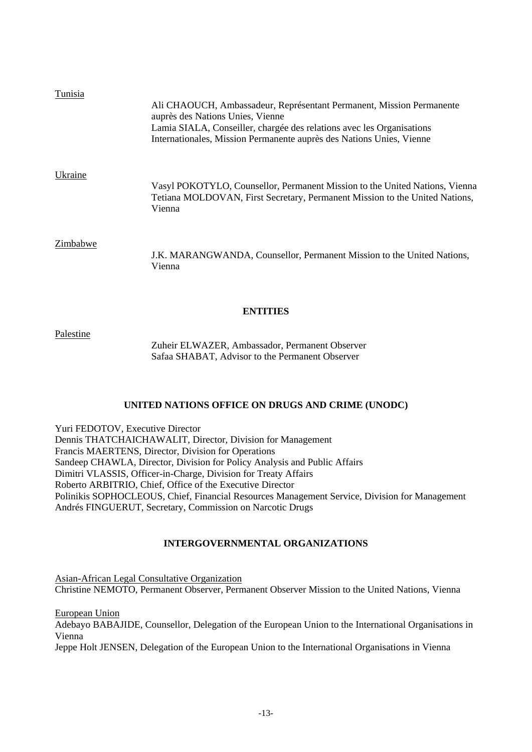Tunisia

Ali CHAOUCH, Ambassadeur, Représentant Permanent, Mission Permanente auprès des Nations Unies, Vienne
Lamia SIALA, Conseiller, chargée des relations avec les Organisations Internationales, Mission Permanente auprès des Nations Unies, Vienne

Ukraine

Vasyl POKOTYLO, Counsellor, Permanent Mission to the United Nations, Vienna
Tetiana MOLDOVAN, First Secretary, Permanent Mission to the United Nations, Vienna

Zimbabwe

J.K. MARANGWANDA, Counsellor, Permanent Mission to the United Nations, Vienna

**ENTITIES**

Palestine

Zuheir ELWAZER, Ambassador, Permanent Observer
Safaa SHABAT, Advisor to the Permanent Observer

**UNITED NATIONS OFFICE ON DRUGS AND CRIME (UNODC)**

Yuri FEDOTOV, Executive Director
Dennis THATCHAICHAWALIT, Director, Division for Management
Francis MAERTENS, Director, Division for Operations
Sandeep CHAWLA, Director, Division for Policy Analysis and Public Affairs
Dimitri VLASSIS, Officer-in-Charge, Division for Treaty Affairs
Roberto ARBITRIO, Chief, Office of the Executive Director
Polinikis SOPHOCLEOUS, Chief, Financial Resources Management Service, Division for Management
Andrés FINGUERUT, Secretary, Commission on Narcotic Drugs

**INTERGOVERNMENTAL ORGANIZATIONS**

Asian-African Legal Consultative Organization
Christine NEMOTO, Permanent Observer, Permanent Observer Mission to the United Nations, Vienna

European Union
Adebayo BABAJIDE, Counsellor, Delegation of the European Union to the International Organisations in Vienna
Jeppe Holt JENSEN, Delegation of the European Union to the International Organisations in Vienna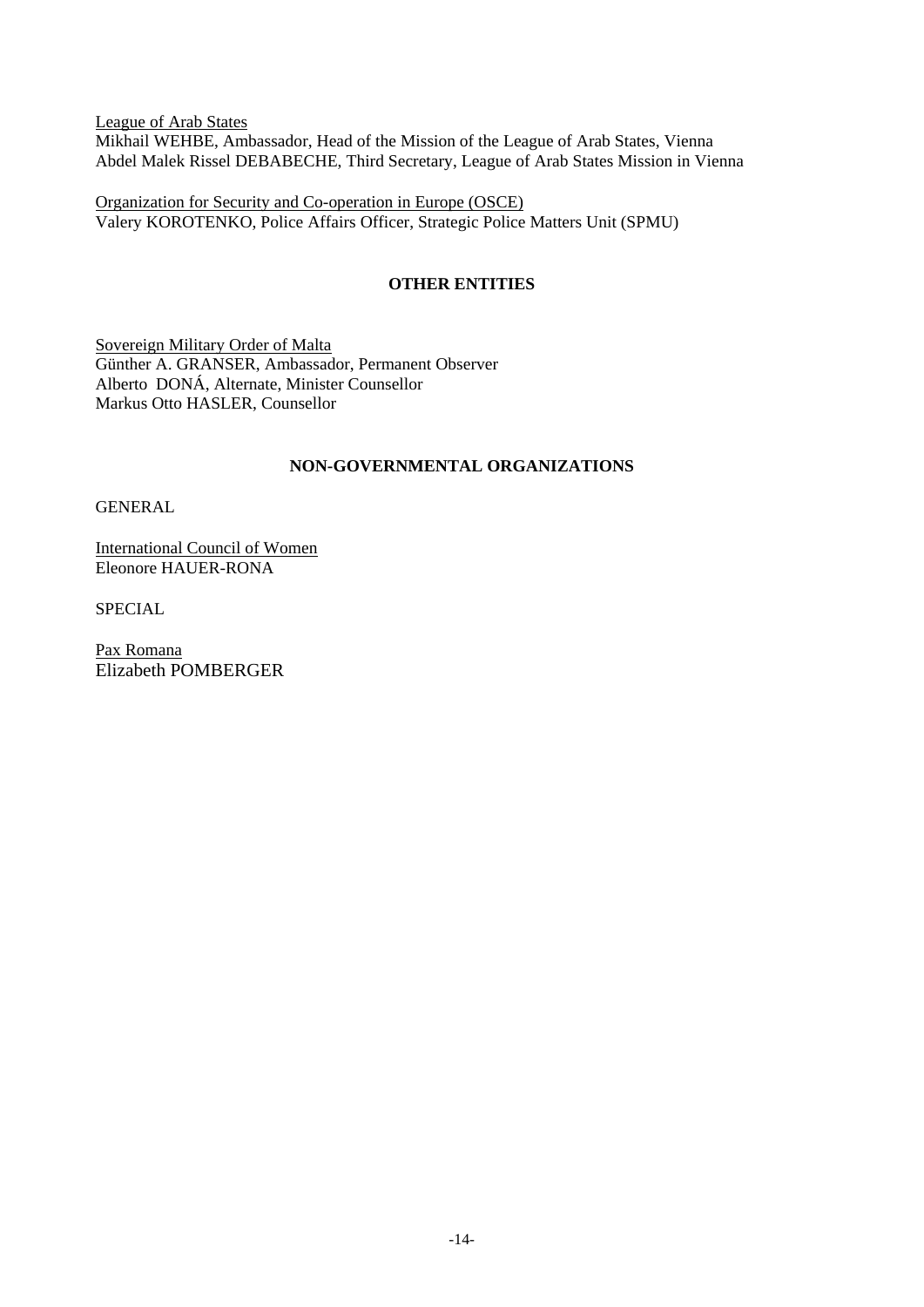League of Arab States
Mikhail WEHBE, Ambassador, Head of the Mission of the League of Arab States, Vienna
Abdel Malek Rissel DEBABECHE, Third Secretary, League of Arab States Mission in Vienna

Organization for Security and Co-operation in Europe (OSCE)
Valery KOROTENKO, Police Affairs Officer, Strategic Police Matters Unit (SPMU)

**OTHER ENTITIES**

Sovereign Military Order of Malta
Günther A. GRANSER, Ambassador, Permanent Observer
Alberto DONÁ, Alternate, Minister Counsellor
Markus Otto HASLER, Counsellor

**NON-GOVERNMENTAL ORGANIZATIONS**

GENERAL

International Council of Women
Eleonore HAUER-RONA

SPECIAL

Pax Romana
Elizabeth POMBERGER